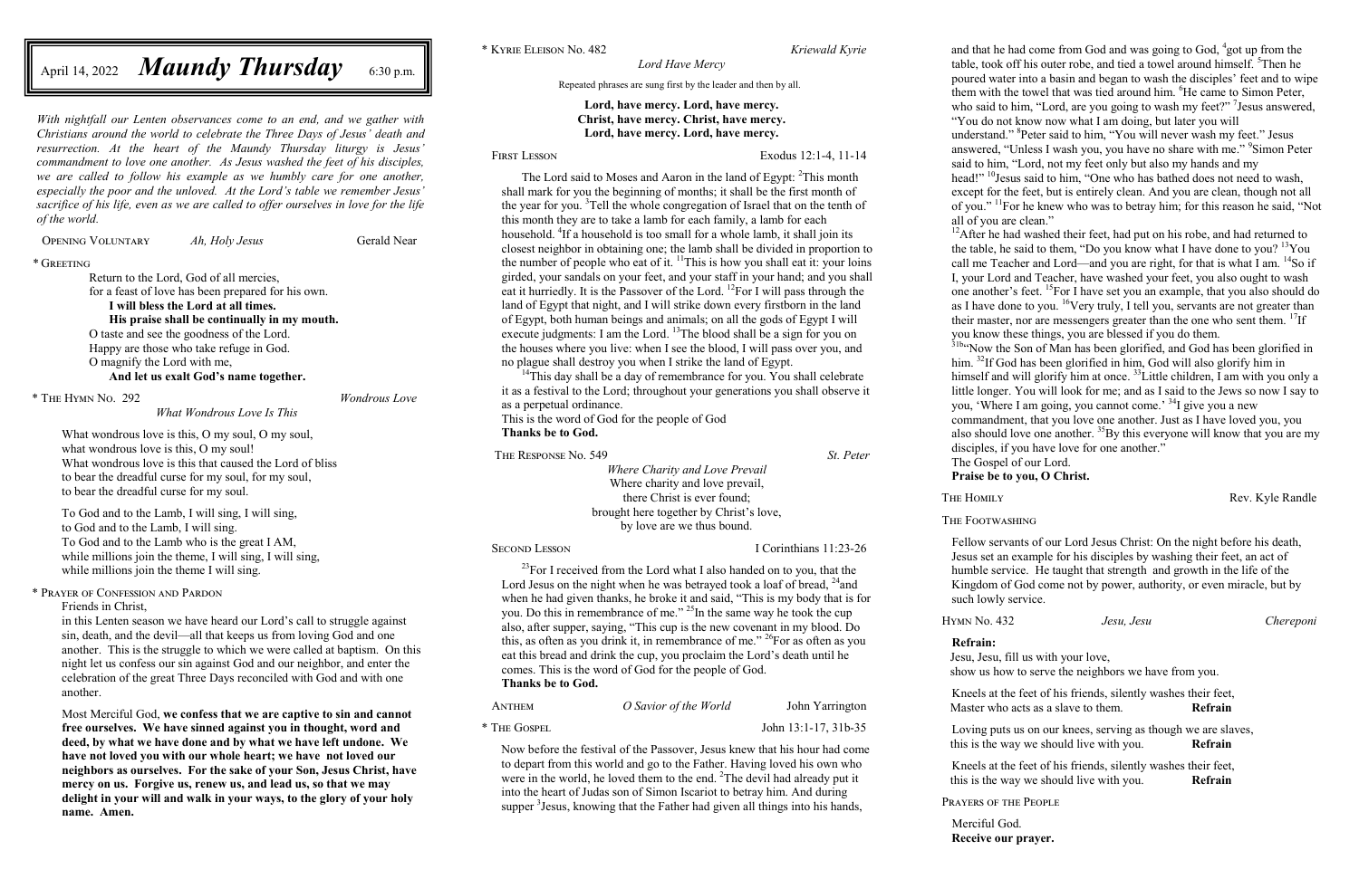# Maundy Thursday

April 14, 2022 — 6:30 p.m.

*With nightfall our Lenten observances come to an end, and we gather with Christians around the world to celebrate the Three Days of Jesus' death and resurrection. At the heart of the Maundy Thursday liturgy is Jesus' commandment to love one another. As Jesus washed the feet of his disciples, we are called to follow his example as we humbly care for one another, especially the poor and the unloved. At the Lord's table we remember Jesus' sacrifice of his life, even as we are called to offer ourselves in love for the life of the world.*

Opening Voluntary — *Ah, Holy Jesus* — Gerald Near

\* Greeting

Return to the Lord, God of all mercies,
for a feast of love has been prepared for his own.
**I will bless the Lord at all times.**
**His praise shall be continually in my mouth.**
O taste and see the goodness of the Lord.
Happy are those who take refuge in God.
O magnify the Lord with me,
**And let us exalt God's name together.**

\* The Hymn No. 292 — *Wondrous Love*

*What Wondrous Love Is This*

What wondrous love is this, O my soul, O my soul,
what wondrous love is this, O my soul!
What wondrous love is this that caused the Lord of bliss
to bear the dreadful curse for my soul, for my soul,
to bear the dreadful curse for my soul.

To God and to the Lamb, I will sing, I will sing,
to God and to the Lamb, I will sing.
To God and to the Lamb who is the great I AM,
while millions join the theme, I will sing, I will sing,
while millions join the theme I will sing.

\* Prayer of Confession and Pardon

Friends in Christ,
in this Lenten season we have heard our Lord's call to struggle against sin, death, and the devil—all that keeps us from loving God and one another. This is the struggle to which we were called at baptism. On this night let us confess our sin against God and our neighbor, and enter the celebration of the great Three Days reconciled with God and with one another.

Most Merciful God, **we confess that we are captive to sin and cannot free ourselves. We have sinned against you in thought, word and deed, by what we have done and by what we have left undone. We have not loved you with our whole heart; we have not loved our neighbors as ourselves. For the sake of your Son, Jesus Christ, have mercy on us. Forgive us, renew us, and lead us, so that we may delight in your will and walk in your ways, to the glory of your holy name. Amen.**

\* Kyrie Eleison No. 482 — *Kriewald Kyrie*

*Lord Have Mercy*

Repeated phrases are sung first by the leader and then by all.

**Lord, have mercy. Lord, have mercy.**
**Christ, have mercy. Christ, have mercy.**
**Lord, have mercy. Lord, have mercy.**

First Lesson — Exodus 12:1-4, 11-14

The Lord said to Moses and Aaron in the land of Egypt: [2]This month shall mark for you the beginning of months; it shall be the first month of the year for you. [3]Tell the whole congregation of Israel that on the tenth of this month they are to take a lamb for each family, a lamb for each household. [4]If a household is too small for a whole lamb, it shall join its closest neighbor in obtaining one; the lamb shall be divided in proportion to the number of people who eat of it. [11]This is how you shall eat it: your loins girded, your sandals on your feet, and your staff in your hand; and you shall eat it hurriedly. It is the Passover of the Lord. [12]For I will pass through the land of Egypt that night, and I will strike down every firstborn in the land of Egypt, both human beings and animals; on all the gods of Egypt I will execute judgments: I am the Lord. [13]The blood shall be a sign for you on the houses where you live: when I see the blood, I will pass over you, and no plague shall destroy you when I strike the land of Egypt.

[14]This day shall be a day of remembrance for you. You shall celebrate it as a festival to the Lord; throughout your generations you shall observe it as a perpetual ordinance.
This is the word of God for the people of God
**Thanks be to God.**

The Response No. 549 — *St. Peter*

*Where Charity and Love Prevail*

Where charity and love prevail,
there Christ is ever found;
brought here together by Christ's love,
by love are we thus bound.

Second Lesson — I Corinthians 11:23-26

[23]For I received from the Lord what I also handed on to you, that the Lord Jesus on the night when he was betrayed took a loaf of bread, [24]and when he had given thanks, he broke it and said, "This is my body that is for you. Do this in remembrance of me." [25]In the same way he took the cup also, after supper, saying, "This cup is the new covenant in my blood. Do this, as often as you drink it, in remembrance of me." [26]For as often as you eat this bread and drink the cup, you proclaim the Lord's death until he comes. This is the word of God for the people of God.
**Thanks be to God.**

Anthem — *O Savior of the World* — John Yarrington

\* The Gospel — John 13:1-17, 31b-35

Now before the festival of the Passover, Jesus knew that his hour had come to depart from this world and go to the Father. Having loved his own who were in the world, he loved them to the end. [2]The devil had already put it into the heart of Judas son of Simon Iscariot to betray him. And during supper [3]Jesus, knowing that the Father had given all things into his hands, and that he had come from God and was going to God, [4]got up from the table, took off his outer robe, and tied a towel around himself. [5]Then he poured water into a basin and began to wash the disciples' feet and to wipe them with the towel that was tied around him. [6]He came to Simon Peter, who said to him, "Lord, are you going to wash my feet?" [7]Jesus answered, "You do not know now what I am doing, but later you will understand." [8]Peter said to him, "You will never wash my feet." Jesus answered, "Unless I wash you, you have no share with me." [9]Simon Peter said to him, "Lord, not my feet only but also my hands and my head!" [10]Jesus said to him, "One who has bathed does not need to wash, except for the feet, but is entirely clean. And you are clean, though not all of you." [11]For he knew who was to betray him; for this reason he said, "Not all of you are clean."
[12]After he had washed their feet, had put on his robe, and had returned to the table, he said to them, "Do you know what I have done to you? [13]You call me Teacher and Lord—and you are right, for that is what I am. [14]So if I, your Lord and Teacher, have washed your feet, you also ought to wash one another's feet. [15]For I have set you an example, that you also should do as I have done to you. [16]Very truly, I tell you, servants are not greater than their master, nor are messengers greater than the one who sent them. [17]If you know these things, you are blessed if you do them.
[31b]"Now the Son of Man has been glorified, and God has been glorified in him. [32]If God has been glorified in him, God will also glorify him in himself and will glorify him at once. [33]Little children, I am with you only a little longer. You will look for me; and as I said to the Jews so now I say to you, 'Where I am going, you cannot come.' [34]I give you a new commandment, that you love one another. Just as I have loved you, you also should love one another. [35]By this everyone will know that you are my disciples, if you have love for one another."
The Gospel of our Lord.
**Praise be to you, O Christ.**

The Homily — Rev. Kyle Randle

The Footwashing

Fellow servants of our Lord Jesus Christ: On the night before his death, Jesus set an example for his disciples by washing their feet, an act of humble service. He taught that strength and growth in the life of the Kingdom of God come not by power, authority, or even miracle, but by such lowly service.

Hymn No. 432 — *Jesu, Jesu* — *Chereponi*

**Refrain:**
Jesu, Jesu, fill us with your love,
show us how to serve the neighbors we have from you.

Kneels at the feet of his friends, silently washes their feet,
Master who acts as a slave to them. **Refrain**

Loving puts us on our knees, serving as though we are slaves,
this is the way we should live with you. **Refrain**

Kneels at the feet of his friends, silently washes their feet,
this is the way we should live with you. **Refrain**

Prayers of the People

Merciful God.
**Receive our prayer.**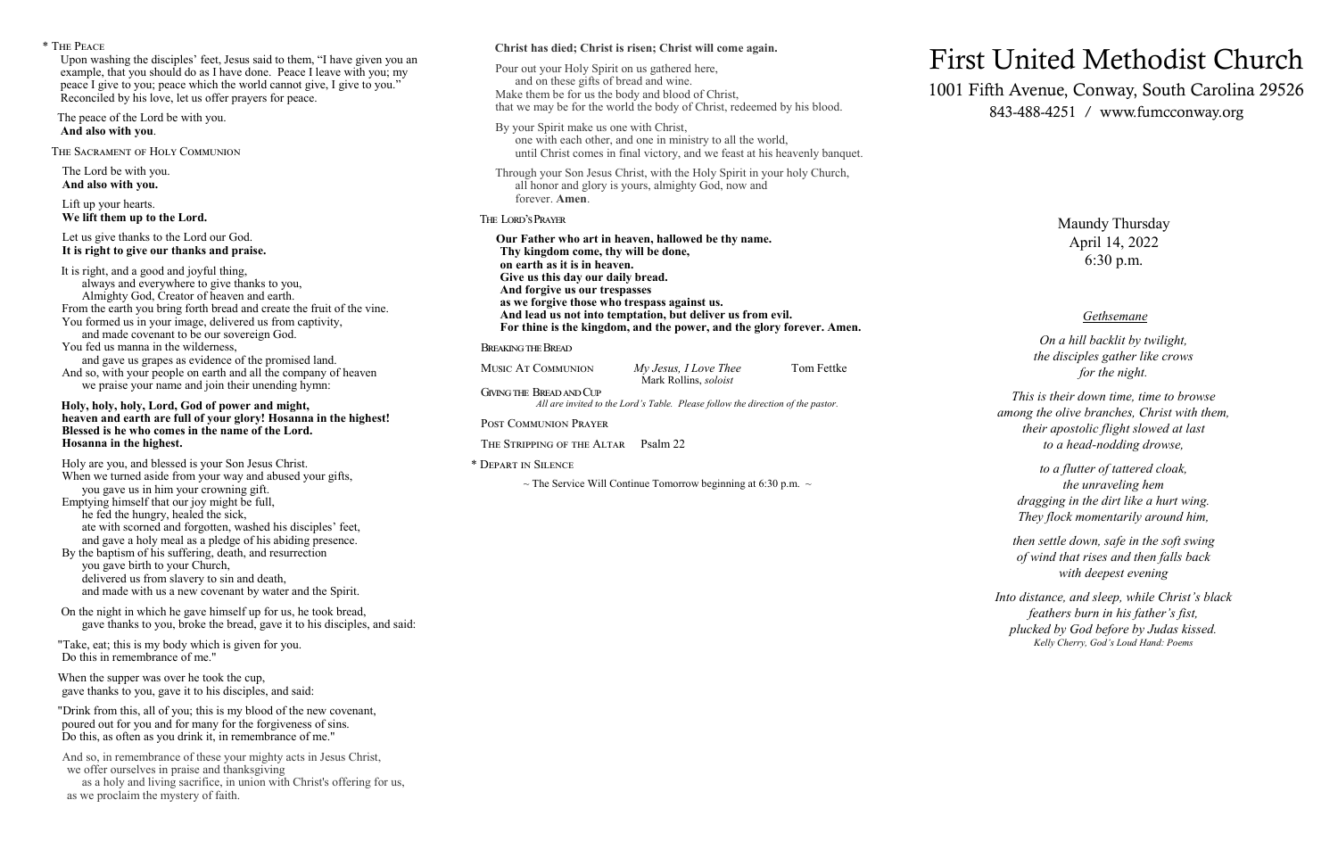\* The Peace

Upon washing the disciples' feet, Jesus said to them, "I have given you an example, that you should do as I have done. Peace I leave with you; my peace I give to you; peace which the world cannot give, I give to you." Reconciled by his love, let us offer prayers for peace.

The peace of the Lord be with you.
**And also with you**.

The Sacrament of Holy Communion

The Lord be with you.
**And also with you.**

Lift up your hearts.
**We lift them up to the Lord.**

Let us give thanks to the Lord our God.
**It is right to give our thanks and praise.**

It is right, and a good and joyful thing,
always and everywhere to give thanks to you,
Almighty God, Creator of heaven and earth.
From the earth you bring forth bread and create the fruit of the vine.
You formed us in your image, delivered us from captivity,
and made covenant to be our sovereign God.
You fed us manna in the wilderness,
and gave us grapes as evidence of the promised land.
And so, with your people on earth and all the company of heaven
we praise your name and join their unending hymn:

**Holy, holy, holy, Lord, God of power and might,
heaven and earth are full of your glory! Hosanna in the highest!
Blessed is he who comes in the name of the Lord.
Hosanna in the highest.**

Holy are you, and blessed is your Son Jesus Christ.
When we turned aside from your way and abused your gifts,
you gave us in him your crowning gift.
Emptying himself that our joy might be full,
he fed the hungry, healed the sick,
ate with scorned and forgotten, washed his disciples' feet,
and gave a holy meal as a pledge of his abiding presence.
By the baptism of his suffering, death, and resurrection
you gave birth to your Church,
delivered us from slavery to sin and death,
and made with us a new covenant by water and the Spirit.

On the night in which he gave himself up for us, he took bread,
gave thanks to you, broke the bread, gave it to his disciples, and said:

"Take, eat; this is my body which is given for you.
Do this in remembrance of me."

When the supper was over he took the cup,
gave thanks to you, gave it to his disciples, and said:

"Drink from this, all of you; this is my blood of the new covenant,
poured out for you and for many for the forgiveness of sins.
Do this, as often as you drink it, in remembrance of me."

And so, in remembrance of these your mighty acts in Jesus Christ,
we offer ourselves in praise and thanksgiving
as a holy and living sacrifice, in union with Christ's offering for us,
as we proclaim the mystery of faith.

**Christ has died; Christ is risen; Christ will come again.**

Pour out your Holy Spirit on us gathered here,
and on these gifts of bread and wine.
Make them be for us the body and blood of Christ,
that we may be for the world the body of Christ, redeemed by his blood.

By your Spirit make us one with Christ,
one with each other, and one in ministry to all the world,
until Christ comes in final victory, and we feast at his heavenly banquet.

Through your Son Jesus Christ, with the Holy Spirit in your holy Church,
all honor and glory is yours, almighty God, now and
forever. **Amen**.

The Lord's Prayer

**Our Father who art in heaven, hallowed be thy name.
Thy kingdom come, thy will be done,
on earth as it is in heaven.
Give us this day our daily bread.
And forgive us our trespasses
as we forgive those who trespass against us.
And lead us not into temptation, but deliver us from evil.
For thine is the kingdom, and the power, and the glory forever. Amen.**

Breaking the Bread

Music At Communion — *My Jesus, I Love Thee* — Tom Fettke
Mark Rollins, *soloist*

Giving the Bread and Cup
*All are invited to the Lord's Table. Please follow the direction of the pastor.*

Post Communion Prayer

The Stripping of the Altar — Psalm 22

\* Depart in Silence

~ The Service Will Continue Tomorrow beginning at 6:30 p.m. ~

# First United Methodist Church

1001 Fifth Avenue, Conway, South Carolina 29526
843-488-4251 / www.fumcconway.org

Maundy Thursday
April 14, 2022
6:30 p.m.

## Gethsemane

*On a hill backlit by twilight,
the disciples gather like crows
for the night.*

*This is their down time, time to browse
among the olive branches, Christ with them,
their apostolic flight slowed at last
to a head-nodding drowse,*

*to a flutter of tattered cloak,
the unraveling hem
dragging in the dirt like a hurt wing.
They flock momentarily around him,*

*then settle down, safe in the soft swing
of wind that rises and then falls back
with deepest evening*

*Into distance, and sleep, while Christ's black
feathers burn in his father's fist,
plucked by God before by Judas kissed.*
*Kelly Cherry, God's Loud Hand: Poems*